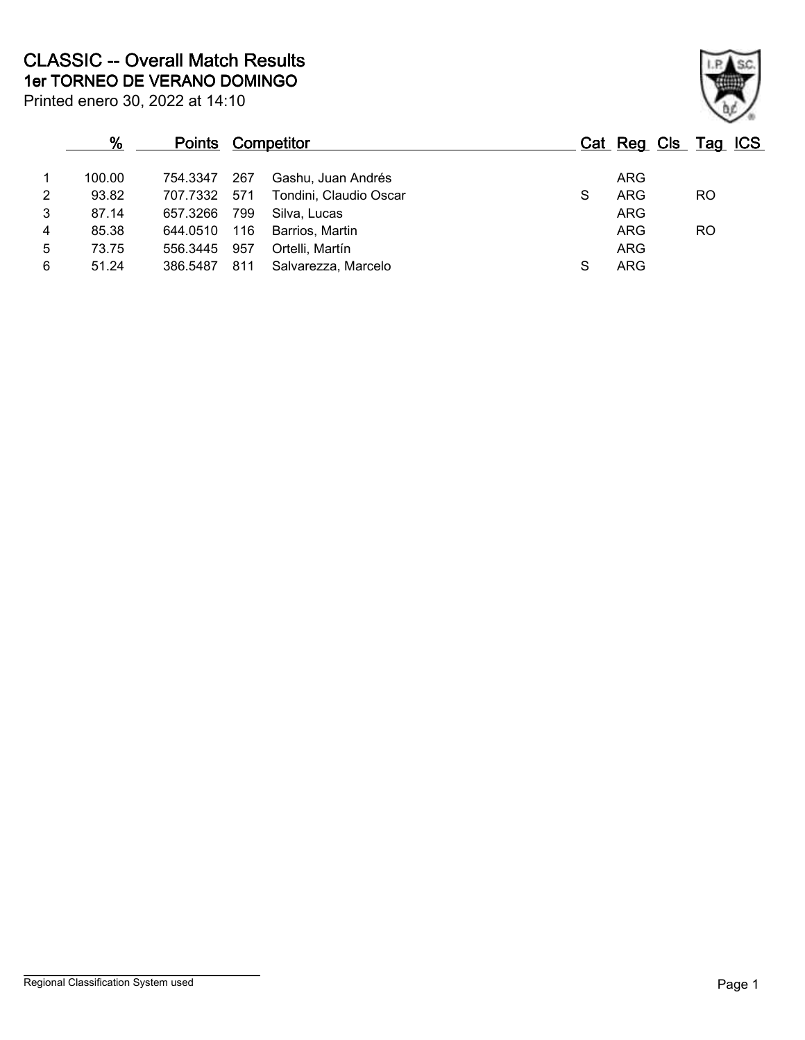# CLASSIC -- Overall Match Results

## 1er TORNEO DE VERANO DOMINGO

Printed enero 30, 2022 at 14:10

| | % | Points | Competitor | | Cat | Reg | Cls | Tag | ICS |
|---|---|---|---|---|---|---|---|---|---|
| 1 | 100.00 | 754.3347 | 267 | Gashu, Juan Andrés | | ARG | | | |
| 2 | 93.82 | 707.7332 | 571 | Tondini, Claudio Oscar | S | ARG | | RO | |
| 3 | 87.14 | 657.3266 | 799 | Silva, Lucas | | ARG | | | |
| 4 | 85.38 | 644.0510 | 116 | Barrios, Martin | | ARG | | RO | |
| 5 | 73.75 | 556.3445 | 957 | Ortelli, Martín | | ARG | | | |
| 6 | 51.24 | 386.5487 | 811 | Salvarezza, Marcelo | S | ARG | | | |

Regional Classification System used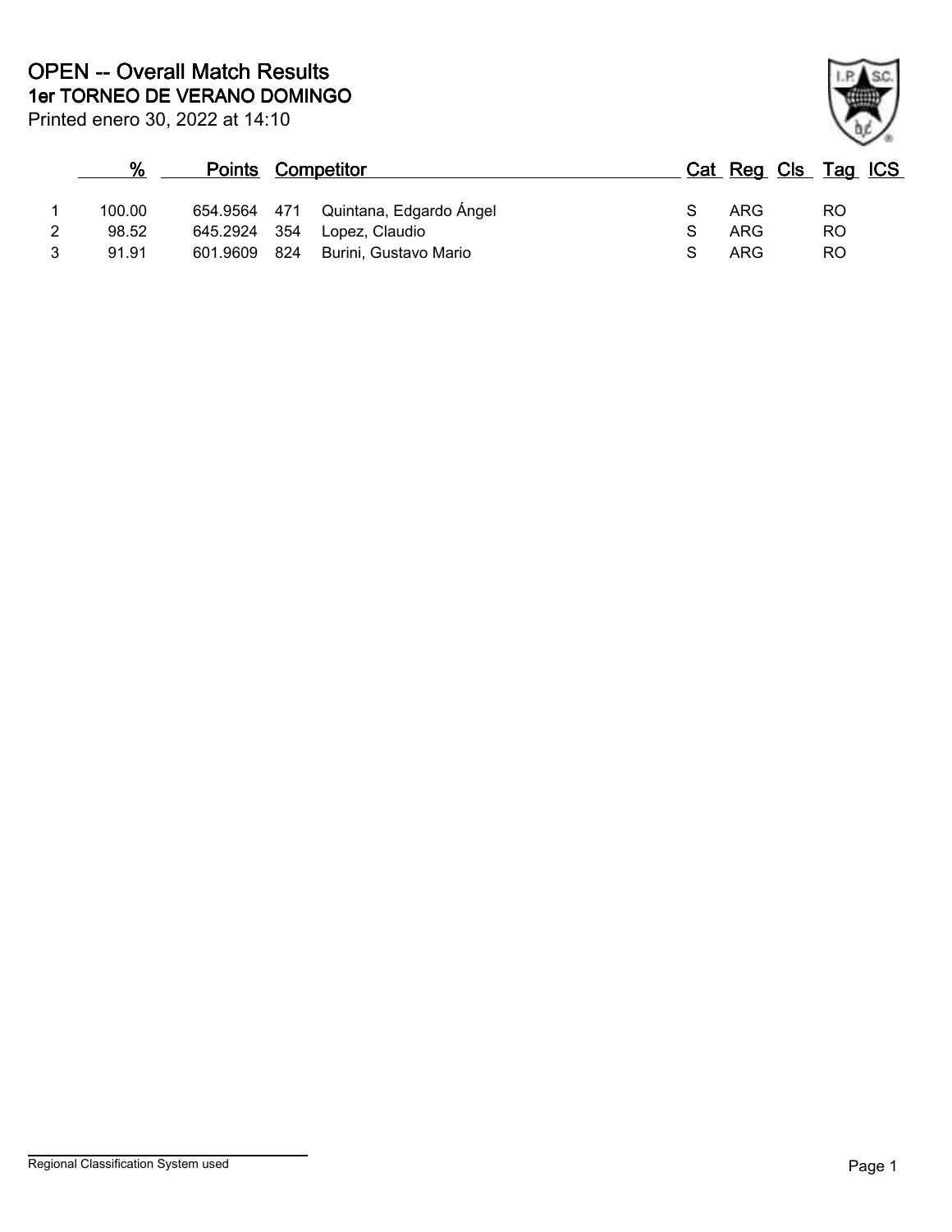# OPEN -- Overall Match Results

## 1er TORNEO DE VERANO DOMINGO

Printed enero 30, 2022 at 14:10

| | % | Points | | Competitor | Cat | Reg | Cls | Tag | ICS |
|---|---|---|---|---|---|---|---|---|---|
| 1 | 100.00 | 654.9564 | 471 | Quintana, Edgardo Ángel | S | ARG | | RO | |
| 2 | 98.52 | 645.2924 | 354 | Lopez, Claudio | S | ARG | | RO | |
| 3 | 91.91 | 601.9609 | 824 | Burini, Gustavo Mario | S | ARG | | RO | |

Regional Classification System used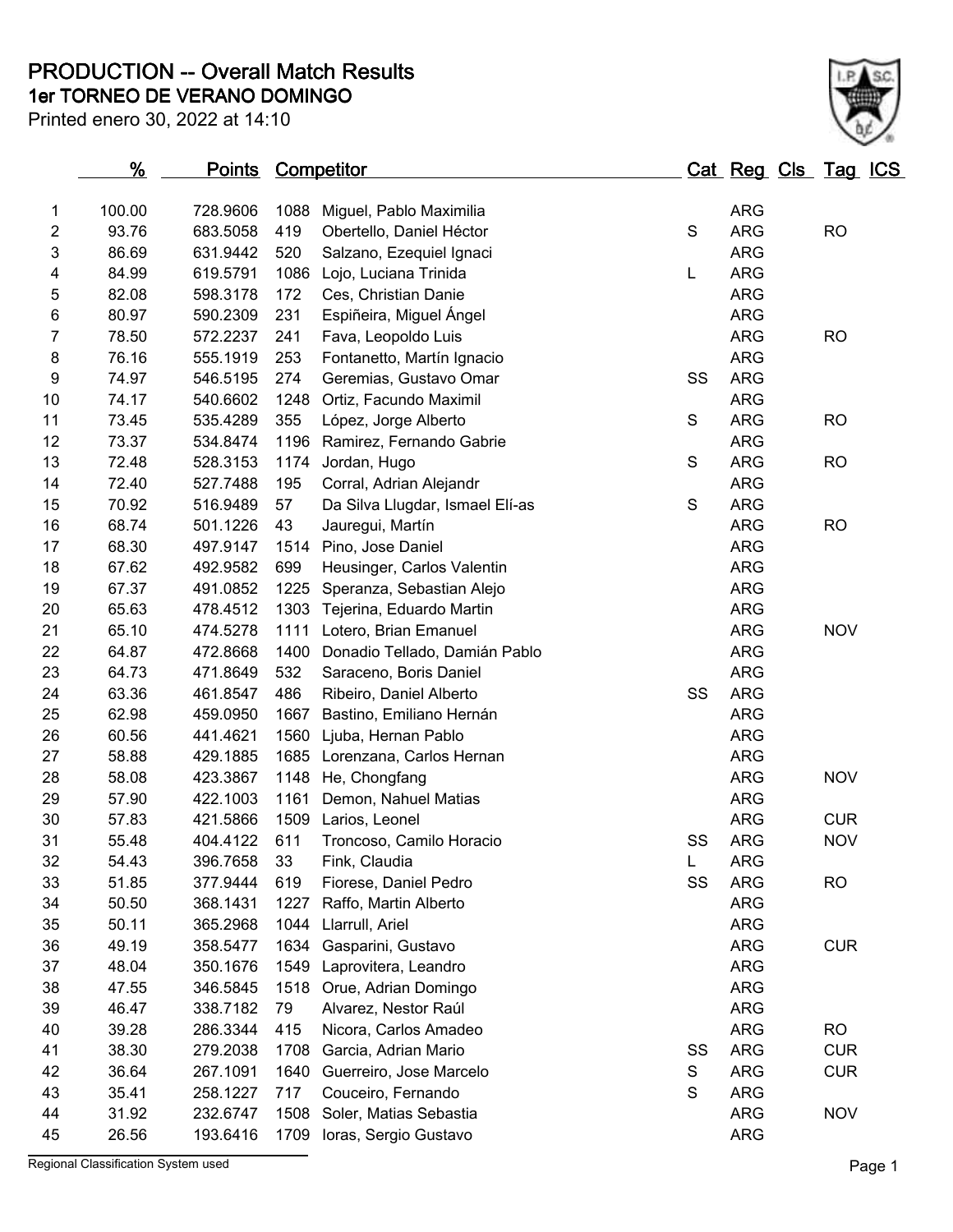# PRODUCTION -- Overall Match Results

## 1er TORNEO DE VERANO DOMINGO

Printed enero 30, 2022 at 14:10

| | % | Points | Competitor | | Cat | Reg | Cls | Tag | ICS |
|---|---|---|---|---|---|---|---|---|---|
| 1 | 100.00 | 728.9606 | 1088 | Miguel, Pablo Maximilia | | ARG | | | |
| 2 | 93.76 | 683.5058 | 419 | Obertello, Daniel Héctor | S | ARG | | RO | |
| 3 | 86.69 | 631.9442 | 520 | Salzano, Ezequiel Ignaci | | ARG | | | |
| 4 | 84.99 | 619.5791 | 1086 | Lojo, Luciana Trinida | L | ARG | | | |
| 5 | 82.08 | 598.3178 | 172 | Ces, Christian Danie | | ARG | | | |
| 6 | 80.97 | 590.2309 | 231 | Espiñeira, Miguel Ángel | | ARG | | | |
| 7 | 78.50 | 572.2237 | 241 | Fava, Leopoldo Luis | | ARG | | RO | |
| 8 | 76.16 | 555.1919 | 253 | Fontanetto, Martín Ignacio | | ARG | | | |
| 9 | 74.97 | 546.5195 | 274 | Geremias, Gustavo Omar | SS | ARG | | | |
| 10 | 74.17 | 540.6602 | 1248 | Ortiz, Facundo Maximil | | ARG | | | |
| 11 | 73.45 | 535.4289 | 355 | López, Jorge Alberto | S | ARG | | RO | |
| 12 | 73.37 | 534.8474 | 1196 | Ramirez, Fernando Gabrie | | ARG | | | |
| 13 | 72.48 | 528.3153 | 1174 | Jordan, Hugo | S | ARG | | RO | |
| 14 | 72.40 | 527.7488 | 195 | Corral, Adrian Alejandr | | ARG | | | |
| 15 | 70.92 | 516.9489 | 57 | Da Silva Llugdar, Ismael Elí-as | S | ARG | | | |
| 16 | 68.74 | 501.1226 | 43 | Jauregui, Martín | | ARG | | RO | |
| 17 | 68.30 | 497.9147 | 1514 | Pino, Jose Daniel | | ARG | | | |
| 18 | 67.62 | 492.9582 | 699 | Heusinger, Carlos Valentin | | ARG | | | |
| 19 | 67.37 | 491.0852 | 1225 | Speranza, Sebastian Alejo | | ARG | | | |
| 20 | 65.63 | 478.4512 | 1303 | Tejerina, Eduardo Martin | | ARG | | | |
| 21 | 65.10 | 474.5278 | 1111 | Lotero, Brian Emanuel | | ARG | | NOV | |
| 22 | 64.87 | 472.8668 | 1400 | Donadio Tellado, Damián Pablo | | ARG | | | |
| 23 | 64.73 | 471.8649 | 532 | Saraceno, Boris Daniel | | ARG | | | |
| 24 | 63.36 | 461.8547 | 486 | Ribeiro, Daniel Alberto | SS | ARG | | | |
| 25 | 62.98 | 459.0950 | 1667 | Bastino, Emiliano Hernán | | ARG | | | |
| 26 | 60.56 | 441.4621 | 1560 | Ljuba, Hernan Pablo | | ARG | | | |
| 27 | 58.88 | 429.1885 | 1685 | Lorenzana, Carlos Hernan | | ARG | | | |
| 28 | 58.08 | 423.3867 | 1148 | He, Chongfang | | ARG | | NOV | |
| 29 | 57.90 | 422.1003 | 1161 | Demon, Nahuel Matias | | ARG | | | |
| 30 | 57.83 | 421.5866 | 1509 | Larios, Leonel | | ARG | | CUR | |
| 31 | 55.48 | 404.4122 | 611 | Troncoso, Camilo Horacio | SS | ARG | | NOV | |
| 32 | 54.43 | 396.7658 | 33 | Fink, Claudia | L | ARG | | | |
| 33 | 51.85 | 377.9444 | 619 | Fiorese, Daniel Pedro | SS | ARG | | RO | |
| 34 | 50.50 | 368.1431 | 1227 | Raffo, Martin Alberto | | ARG | | | |
| 35 | 50.11 | 365.2968 | 1044 | Llarrull, Ariel | | ARG | | | |
| 36 | 49.19 | 358.5477 | 1634 | Gasparini, Gustavo | | ARG | | CUR | |
| 37 | 48.04 | 350.1676 | 1549 | Laprovitera, Leandro | | ARG | | | |
| 38 | 47.55 | 346.5845 | 1518 | Orue, Adrian Domingo | | ARG | | | |
| 39 | 46.47 | 338.7182 | 79 | Alvarez, Nestor Raúl | | ARG | | | |
| 40 | 39.28 | 286.3344 | 415 | Nicora, Carlos Amadeo | | ARG | | RO | |
| 41 | 38.30 | 279.2038 | 1708 | Garcia, Adrian Mario | SS | ARG | | CUR | |
| 42 | 36.64 | 267.1091 | 1640 | Guerreiro, Jose Marcelo | S | ARG | | CUR | |
| 43 | 35.41 | 258.1227 | 717 | Couceiro, Fernando | S | ARG | | | |
| 44 | 31.92 | 232.6747 | 1508 | Soler, Matias Sebastia | | ARG | | NOV | |
| 45 | 26.56 | 193.6416 | 1709 | Ioras, Sergio Gustavo | | ARG | | | |

Regional Classification System used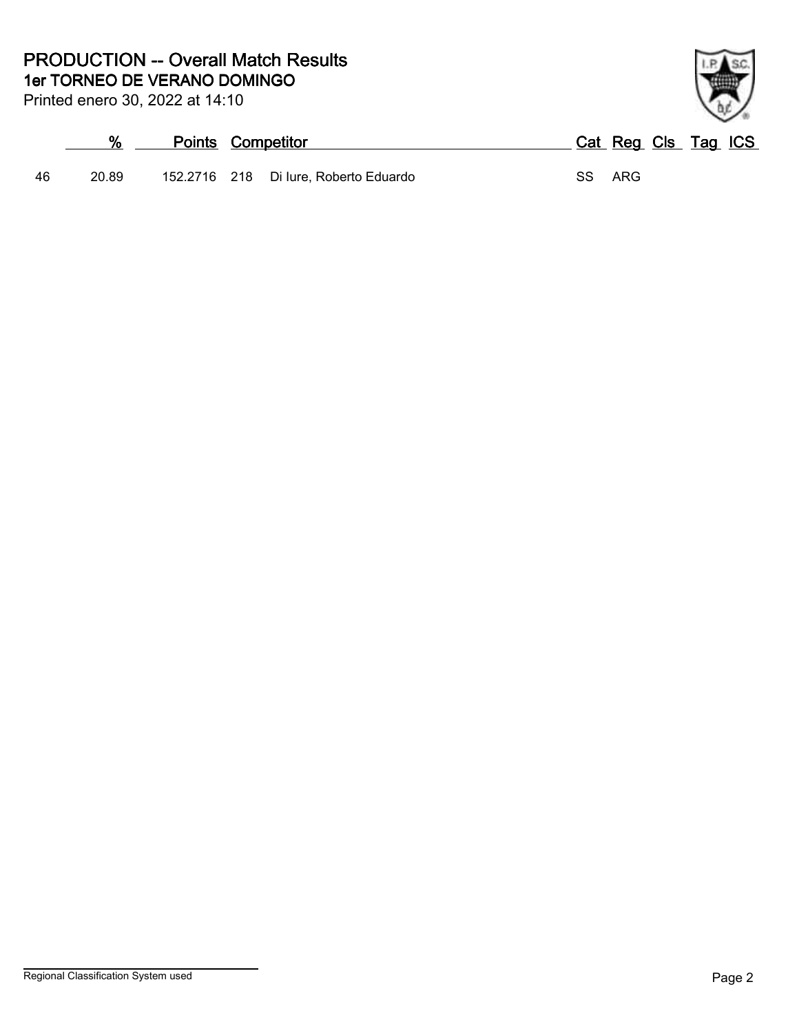# PRODUCTION -- Overall Match Results
## 1er TORNEO DE VERANO DOMINGO

Printed enero 30, 2022 at 14:10

| | % | Points | Competitor | | Cat | Reg | Cls | Tag | ICS |
|---|---|---|---|---|---|---|---|---|---|
| 46 | 20.89 | 152.2716 | 218 | Di Iure, Roberto Eduardo | SS | ARG | | | |

Regional Classification System used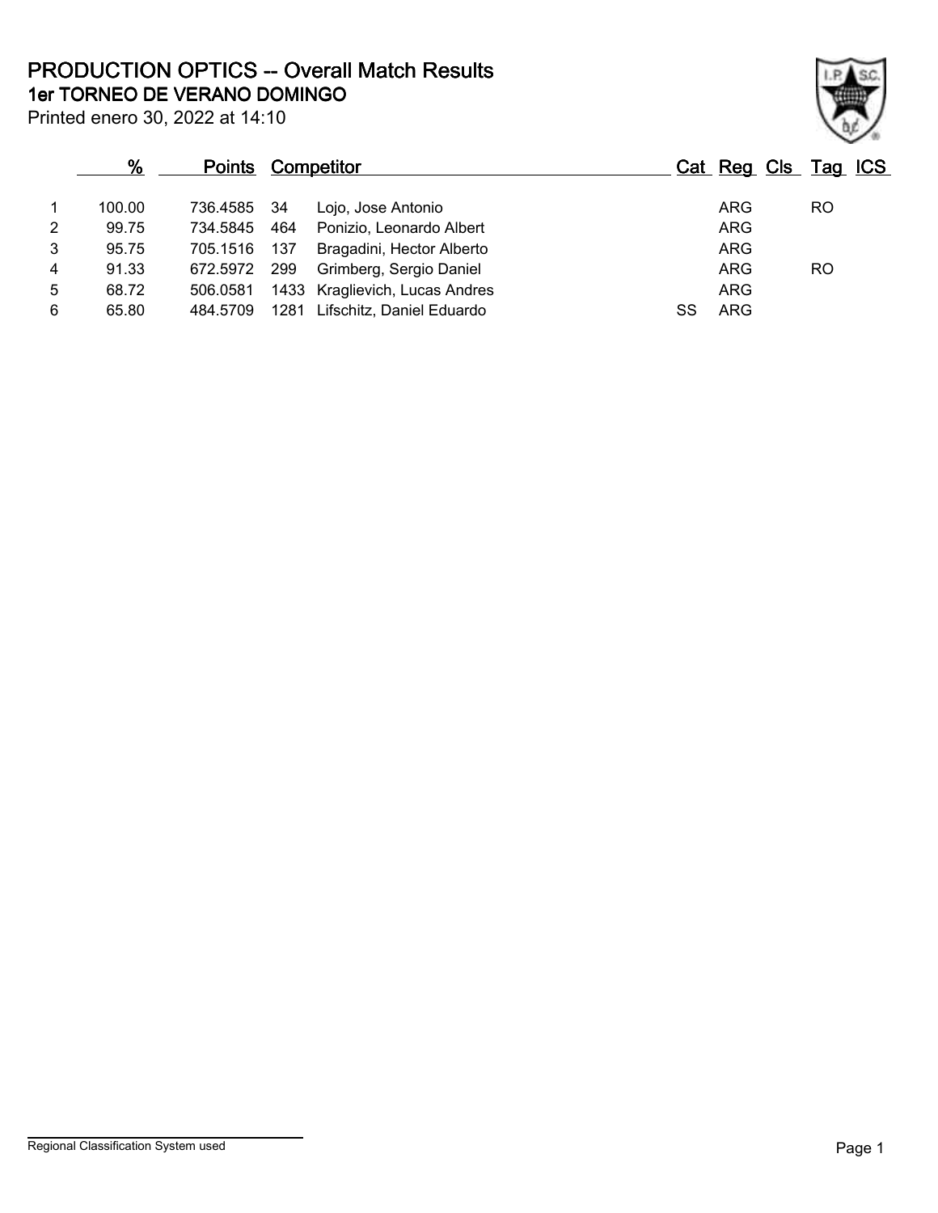# PRODUCTION OPTICS -- Overall Match Results

## 1er TORNEO DE VERANO DOMINGO

Printed enero 30, 2022 at 14:10

| | % | Points | Competitor | | Cat | Reg | Cls | Tag | ICS |
|---|---|---|---|---|---|---|---|---|---|
| 1 | 100.00 | 736.4585 | 34 | Lojo, Jose Antonio | | ARG | | RO | |
| 2 | 99.75 | 734.5845 | 464 | Ponizio, Leonardo Albert | | ARG | | | |
| 3 | 95.75 | 705.1516 | 137 | Bragadini, Hector Alberto | | ARG | | | |
| 4 | 91.33 | 672.5972 | 299 | Grimberg, Sergio Daniel | | ARG | | RO | |
| 5 | 68.72 | 506.0581 | 1433 | Kraglievich, Lucas Andres | | ARG | | | |
| 6 | 65.80 | 484.5709 | 1281 | Lifschitz, Daniel Eduardo | SS | ARG | | | |

Regional Classification System used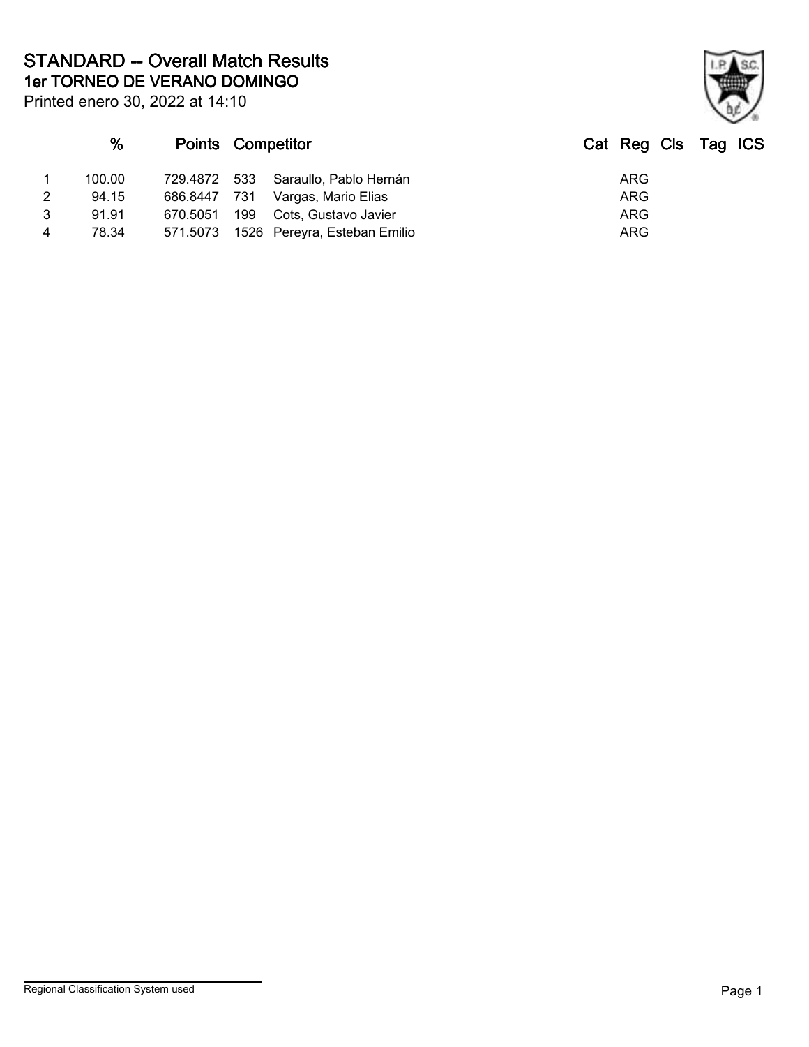# STANDARD -- Overall Match Results

## 1er TORNEO DE VERANO DOMINGO

Printed enero 30, 2022 at 14:10

| | % | Points | | Competitor | Cat | Reg | Cls | Tag | ICS |
|---|---|---|---|---|---|---|---|---|---|
| 1 | 100.00 | 729.4872 | 533 | Saraullo, Pablo Hernán | | ARG | | | |
| 2 | 94.15 | 686.8447 | 731 | Vargas, Mario Elias | | ARG | | | |
| 3 | 91.91 | 670.5051 | 199 | Cots, Gustavo Javier | | ARG | | | |
| 4 | 78.34 | 571.5073 | 1526 | Pereyra, Esteban Emilio | | ARG | | | |

Regional Classification System used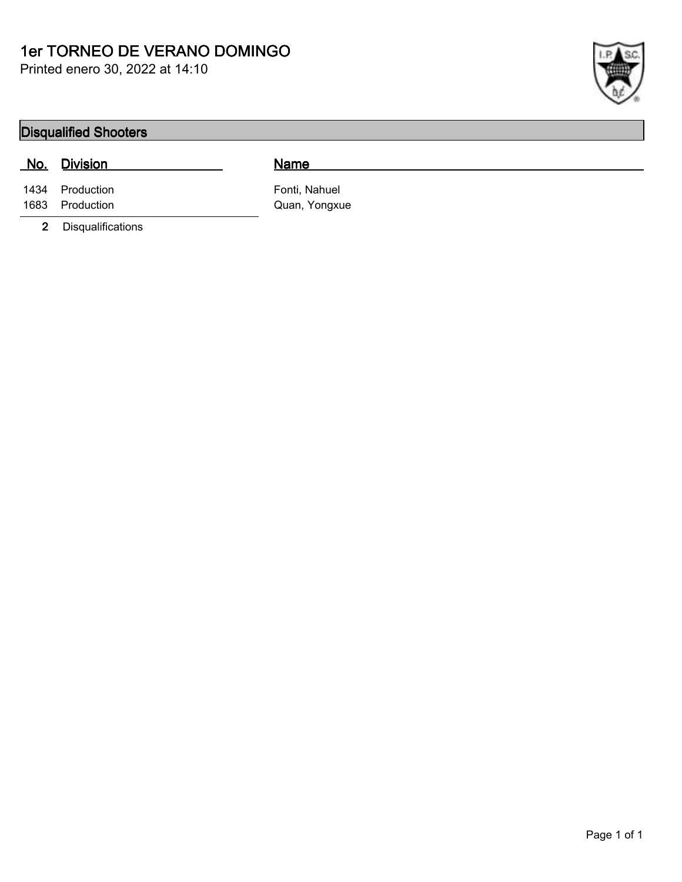# 1er TORNEO DE VERANO DOMINGO

Printed enero 30, 2022 at 14:10

## Disqualified Shooters

| No. | Division | Name |
|---|---|---|
| 1434 | Production | Fonti, Nahuel |
| 1683 | Production | Quan, Yongxue |

**2** Disqualifications